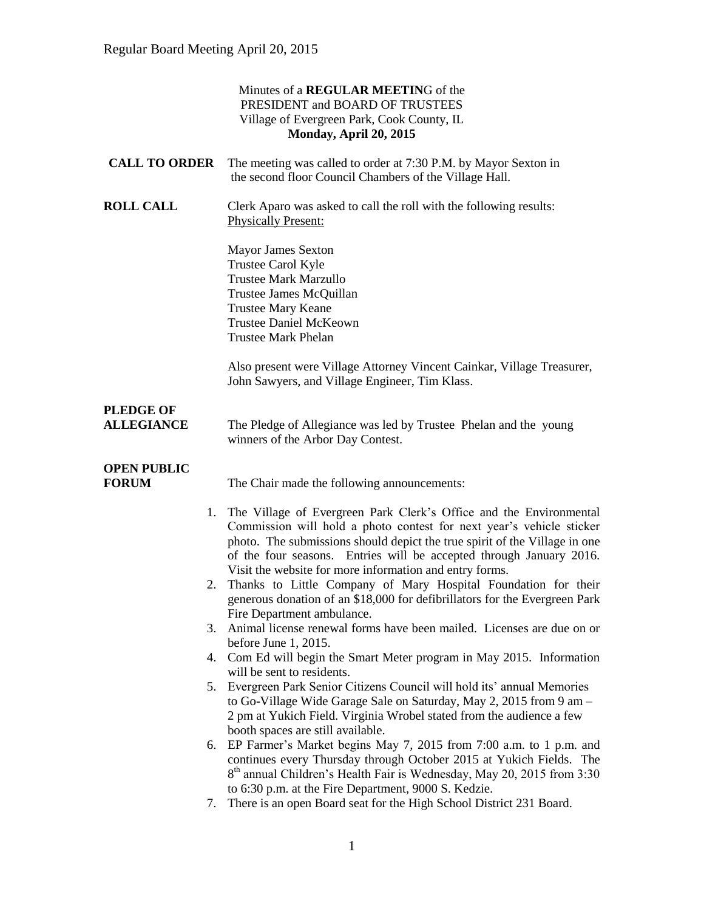Minutes of a **REGULAR MEETIN**G of the
PRESIDENT and BOARD OF TRUSTEES
Village of Evergreen Park, Cook County, IL
**Monday, April 20, 2015**

**CALL TO ORDER** The meeting was called to order at 7:30 P.M. by Mayor Sexton in the second floor Council Chambers of the Village Hall.

**ROLL CALL** Clerk Aparo was asked to call the roll with the following results:
Physically Present:

Mayor James Sexton
Trustee Carol Kyle
Trustee Mark Marzullo
Trustee James McQuillan
Trustee Mary Keane
Trustee Daniel McKeown
Trustee Mark Phelan

Also present were Village Attorney Vincent Cainkar, Village Treasurer, John Sawyers, and Village Engineer, Tim Klass.

**PLEDGE OF ALLEGIANCE** The Pledge of Allegiance was led by Trustee Phelan and the young winners of the Arbor Day Contest.

**OPEN PUBLIC FORUM** The Chair made the following announcements:

1. The Village of Evergreen Park Clerk's Office and the Environmental Commission will hold a photo contest for next year's vehicle sticker photo. The submissions should depict the true spirit of the Village in one of the four seasons. Entries will be accepted through January 2016. Visit the website for more information and entry forms.
2. Thanks to Little Company of Mary Hospital Foundation for their generous donation of an \$18,000 for defibrillators for the Evergreen Park Fire Department ambulance.
3. Animal license renewal forms have been mailed. Licenses are due on or before June 1, 2015.
4. Com Ed will begin the Smart Meter program in May 2015. Information will be sent to residents.
5. Evergreen Park Senior Citizens Council will hold its' annual Memories to Go-Village Wide Garage Sale on Saturday, May 2, 2015 from 9 am – 2 pm at Yukich Field. Virginia Wrobel stated from the audience a few booth spaces are still available.
6. EP Farmer's Market begins May 7, 2015 from 7:00 a.m. to 1 p.m. and continues every Thursday through October 2015 at Yukich Fields. The 8th annual Children's Health Fair is Wednesday, May 20, 2015 from 3:30 to 6:30 p.m. at the Fire Department, 9000 S. Kedzie.
7. There is an open Board seat for the High School District 231 Board.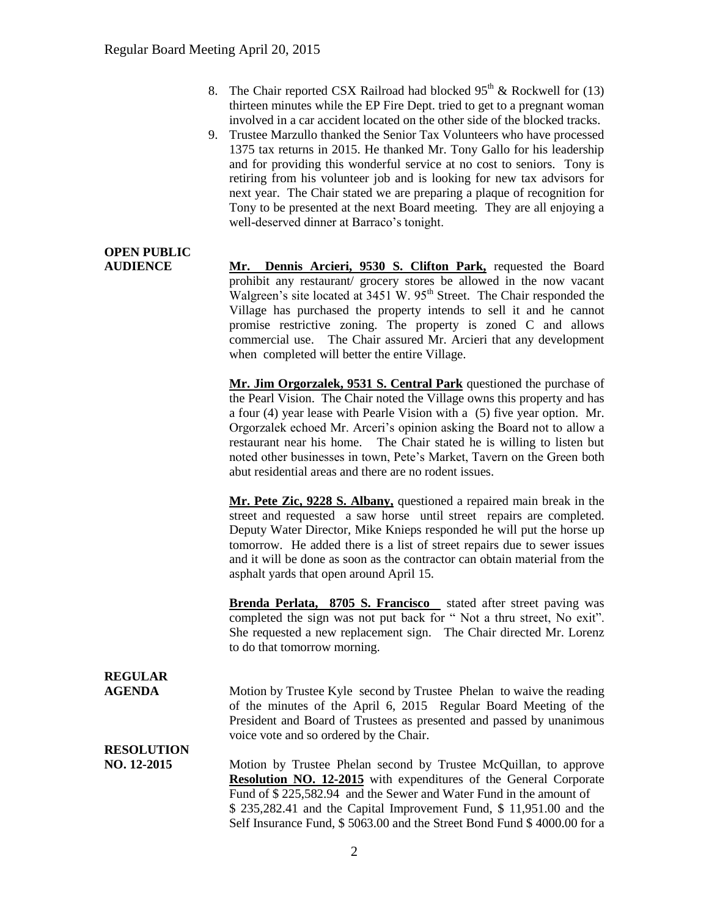8. The Chair reported CSX Railroad had blocked 95th & Rockwell for (13) thirteen minutes while the EP Fire Dept. tried to get to a pregnant woman involved in a car accident located on the other side of the blocked tracks.
9. Trustee Marzullo thanked the Senior Tax Volunteers who have processed 1375 tax returns in 2015. He thanked Mr. Tony Gallo for his leadership and for providing this wonderful service at no cost to seniors. Tony is retiring from his volunteer job and is looking for new tax advisors for next year. The Chair stated we are preparing a plaque of recognition for Tony to be presented at the next Board meeting. They are all enjoying a well-deserved dinner at Barraco's tonight.

**OPEN PUBLIC AUDIENCE**

**Mr. Dennis Arcieri, 9530 S. Clifton Park,** requested the Board prohibit any restaurant/ grocery stores be allowed in the now vacant Walgreen's site located at 3451 W. 95th Street. The Chair responded the Village has purchased the property intends to sell it and he cannot promise restrictive zoning. The property is zoned C and allows commercial use. The Chair assured Mr. Arcieri that any development when completed will better the entire Village.

**Mr. Jim Orgorzalek, 9531 S. Central Park** questioned the purchase of the Pearl Vision. The Chair noted the Village owns this property and has a four (4) year lease with Pearle Vision with a (5) five year option. Mr. Orgorzalek echoed Mr. Arceri's opinion asking the Board not to allow a restaurant near his home. The Chair stated he is willing to listen but noted other businesses in town, Pete's Market, Tavern on the Green both abut residential areas and there are no rodent issues.

**Mr. Pete Zic, 9228 S. Albany,** questioned a repaired main break in the street and requested a saw horse until street repairs are completed. Deputy Water Director, Mike Knieps responded he will put the horse up tomorrow. He added there is a list of street repairs due to sewer issues and it will be done as soon as the contractor can obtain material from the asphalt yards that open around April 15.

**Brenda Perlata, 8705 S. Francisco** stated after street paving was completed the sign was not put back for " Not a thru street, No exit". She requested a new replacement sign. The Chair directed Mr. Lorenz to do that tomorrow morning.

**REGULAR AGENDA**

Motion by Trustee Kyle second by Trustee Phelan to waive the reading of the minutes of the April 6, 2015 Regular Board Meeting of the President and Board of Trustees as presented and passed by unanimous voice vote and so ordered by the Chair.

**RESOLUTION NO. 12-2015**

Motion by Trustee Phelan second by Trustee McQuillan, to approve **Resolution NO. 12-2015** with expenditures of the General Corporate Fund of $ 225,582.94 and the Sewer and Water Fund in the amount of $ 235,282.41 and the Capital Improvement Fund, $ 11,951.00 and the Self Insurance Fund, $ 5063.00 and the Street Bond Fund $ 4000.00 for a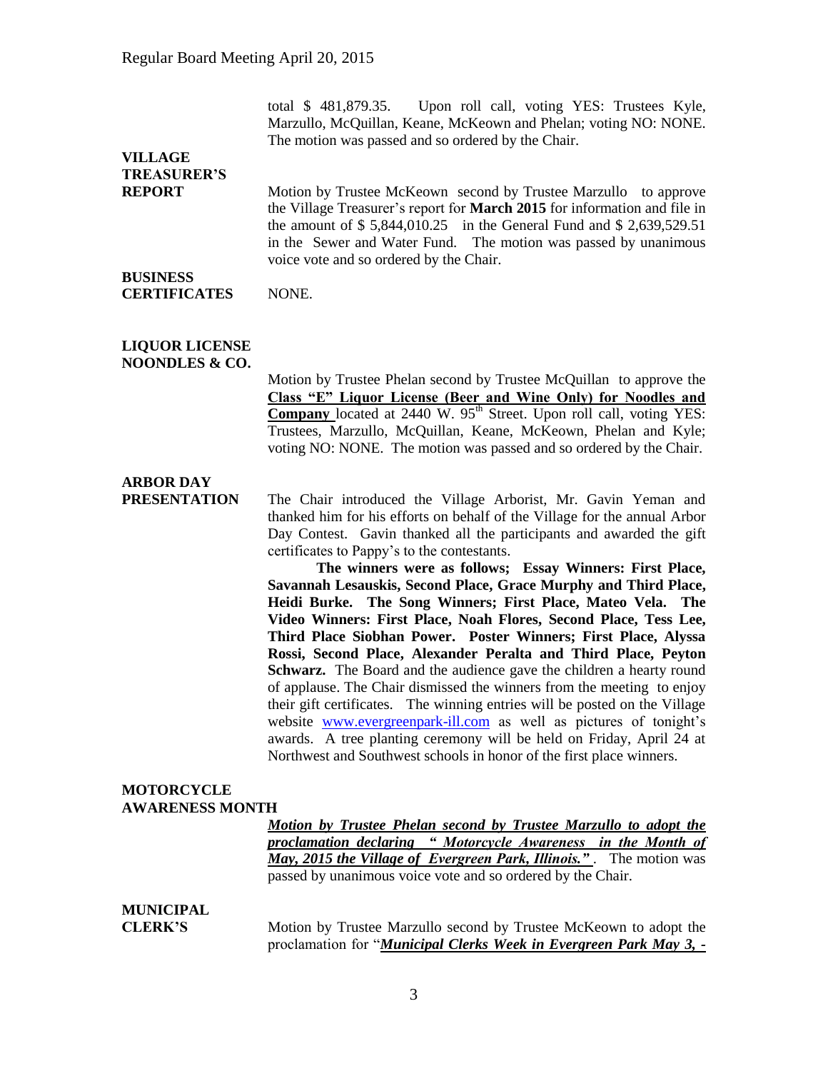total $ 481,879.35. Upon roll call, voting YES: Trustees Kyle, Marzullo, McQuillan, Keane, McKeown and Phelan; voting NO: NONE. The motion was passed and so ordered by the Chair.

**VILLAGE TREASURER'S REPORT**

Motion by Trustee McKeown second by Trustee Marzullo to approve the Village Treasurer's report for **March 2015** for information and file in the amount of $ 5,844,010.25 in the General Fund and $ 2,639,529.51 in the Sewer and Water Fund. The motion was passed by unanimous voice vote and so ordered by the Chair.

**BUSINESS CERTIFICATES**

NONE.

**LIQUOR LICENSE NOONDLES & CO.**

Motion by Trustee Phelan second by Trustee McQuillan to approve the **Class "E" Liquor License (Beer and Wine Only) for Noodles and Company** located at 2440 W. 95th Street. Upon roll call, voting YES: Trustees, Marzullo, McQuillan, Keane, McKeown, Phelan and Kyle; voting NO: NONE. The motion was passed and so ordered by the Chair.

**ARBOR DAY PRESENTATION**

The Chair introduced the Village Arborist, Mr. Gavin Yeman and thanked him for his efforts on behalf of the Village for the annual Arbor Day Contest. Gavin thanked all the participants and awarded the gift certificates to Pappy's to the contestants.

**The winners were as follows; Essay Winners: First Place, Savannah Lesauskis, Second Place, Grace Murphy and Third Place, Heidi Burke. The Song Winners; First Place, Mateo Vela. The Video Winners: First Place, Noah Flores, Second Place, Tess Lee, Third Place Siobhan Power. Poster Winners; First Place, Alyssa Rossi, Second Place, Alexander Peralta and Third Place, Peyton Schwarz.** The Board and the audience gave the children a hearty round of applause. The Chair dismissed the winners from the meeting to enjoy their gift certificates. The winning entries will be posted on the Village website www.evergreenpark-ill.com as well as pictures of tonight's awards. A tree planting ceremony will be held on Friday, April 24 at Northwest and Southwest schools in honor of the first place winners.

**MOTORCYCLE AWARENESS MONTH**

***Motion by Trustee Phelan second by Trustee Marzullo to adopt the proclamation declaring " Motorcycle Awareness in the Month of May, 2015 the Village of Evergreen Park, Illinois."*** . The motion was passed by unanimous voice vote and so ordered by the Chair.

**MUNICIPAL CLERK'S**

Motion by Trustee Marzullo second by Trustee McKeown to adopt the proclamation for "***Municipal Clerks Week in Evergreen Park May 3, -***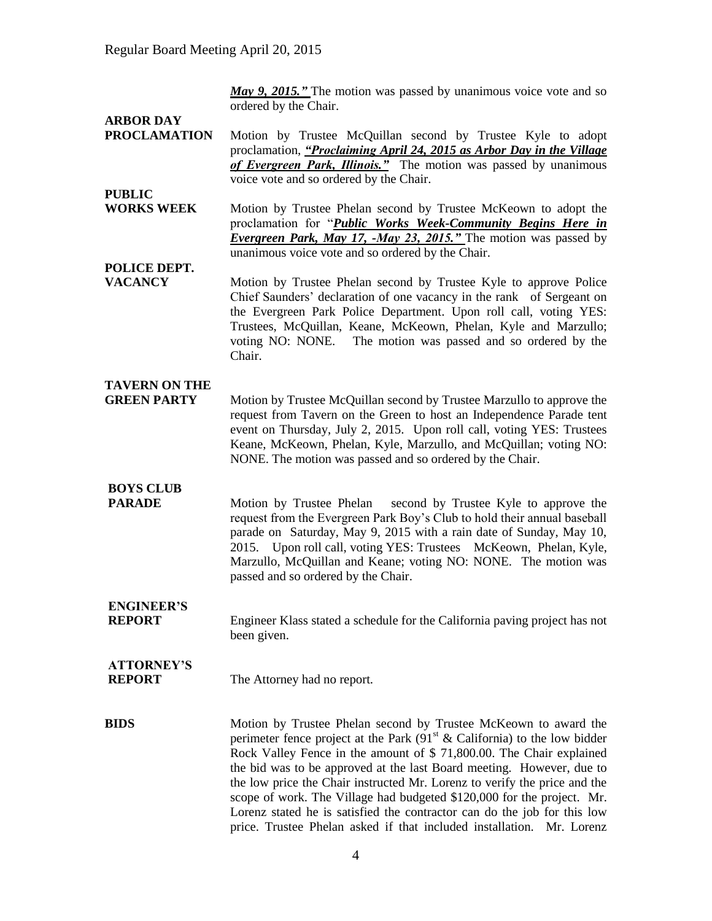***May 9, 2015."*** The motion was passed by unanimous voice vote and so ordered by the Chair.

**ARBOR DAY PROCLAMATION** Motion by Trustee McQuillan second by Trustee Kyle to adopt proclamation, ***"Proclaiming April 24, 2015 as Arbor Day in the Village of Evergreen Park, Illinois."*** The motion was passed by unanimous voice vote and so ordered by the Chair.

**PUBLIC WORKS WEEK** Motion by Trustee Phelan second by Trustee McKeown to adopt the proclamation for "***Public Works Week-Community Begins Here in Evergreen Park, May 17, -May 23, 2015."*** The motion was passed by unanimous voice vote and so ordered by the Chair.

**POLICE DEPT. VACANCY** Motion by Trustee Phelan second by Trustee Kyle to approve Police Chief Saunders' declaration of one vacancy in the rank of Sergeant on the Evergreen Park Police Department. Upon roll call, voting YES: Trustees, McQuillan, Keane, McKeown, Phelan, Kyle and Marzullo; voting NO: NONE. The motion was passed and so ordered by the Chair.

**TAVERN ON THE GREEN PARTY** Motion by Trustee McQuillan second by Trustee Marzullo to approve the request from Tavern on the Green to host an Independence Parade tent event on Thursday, July 2, 2015. Upon roll call, voting YES: Trustees Keane, McKeown, Phelan, Kyle, Marzullo, and McQuillan; voting NO: NONE. The motion was passed and so ordered by the Chair.

**BOYS CLUB PARADE** Motion by Trustee Phelan second by Trustee Kyle to approve the request from the Evergreen Park Boy's Club to hold their annual baseball parade on Saturday, May 9, 2015 with a rain date of Sunday, May 10, 2015. Upon roll call, voting YES: Trustees McKeown, Phelan, Kyle, Marzullo, McQuillan and Keane; voting NO: NONE. The motion was passed and so ordered by the Chair.

**ENGINEER'S REPORT** Engineer Klass stated a schedule for the California paving project has not been given.

**ATTORNEY'S REPORT** The Attorney had no report.

**BIDS** Motion by Trustee Phelan second by Trustee McKeown to award the perimeter fence project at the Park (91st & California) to the low bidder Rock Valley Fence in the amount of $ 71,800.00. The Chair explained the bid was to be approved at the last Board meeting. However, due to the low price the Chair instructed Mr. Lorenz to verify the price and the scope of work. The Village had budgeted $120,000 for the project. Mr. Lorenz stated he is satisfied the contractor can do the job for this low price. Trustee Phelan asked if that included installation. Mr. Lorenz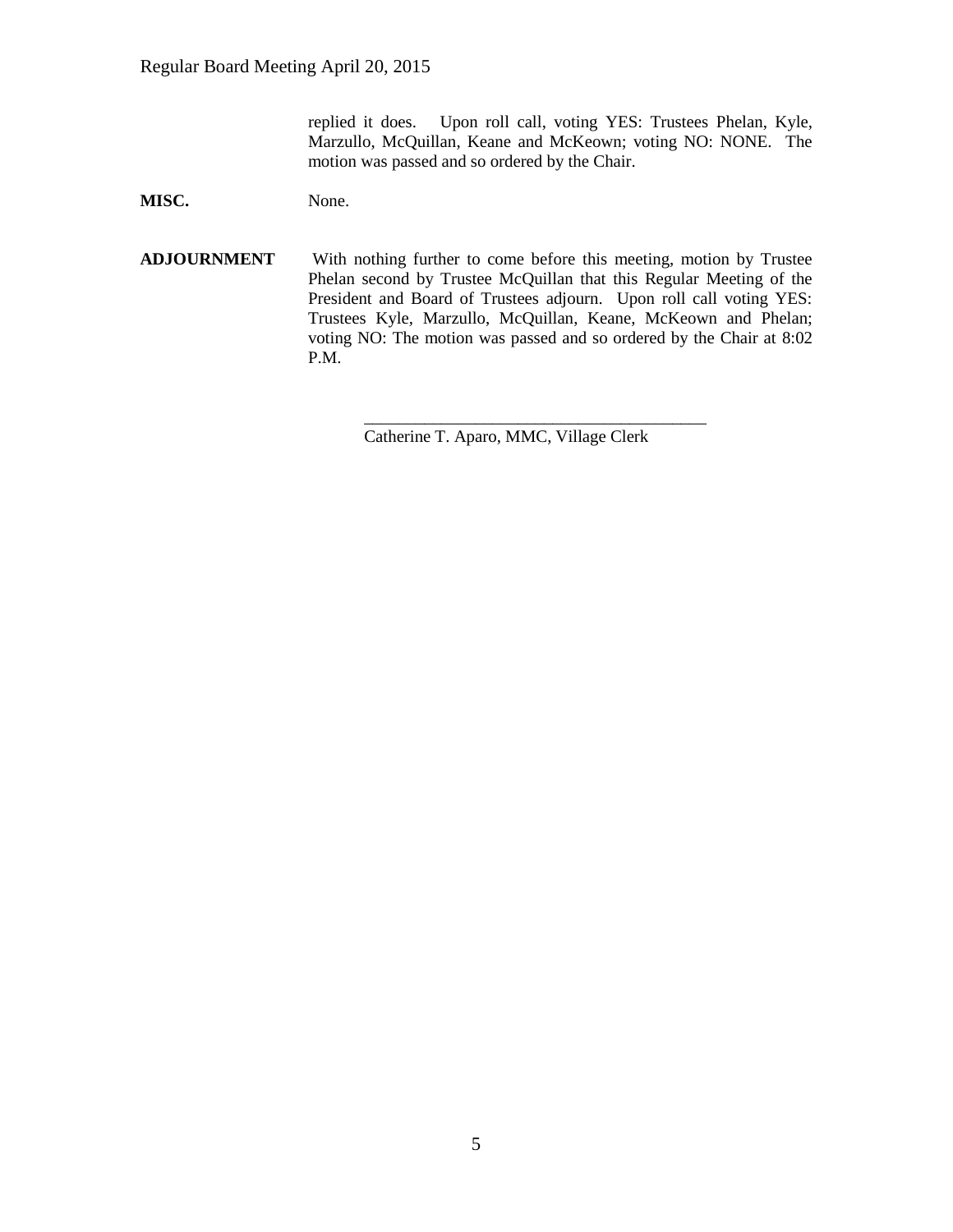replied it does. Upon roll call, voting YES: Trustees Phelan, Kyle, Marzullo, McQuillan, Keane and McKeown; voting NO: NONE. The motion was passed and so ordered by the Chair.

**MISC.** None.

**ADJOURNMENT** With nothing further to come before this meeting, motion by Trustee Phelan second by Trustee McQuillan that this Regular Meeting of the President and Board of Trustees adjourn. Upon roll call voting YES: Trustees Kyle, Marzullo, McQuillan, Keane, McKeown and Phelan; voting NO: The motion was passed and so ordered by the Chair at 8:02 P.M.

\_\_\_\_\_\_\_\_\_\_\_\_\_\_\_\_\_\_\_\_\_\_\_\_\_\_\_\_\_\_\_\_\_\_\_\_\_\_\_\_

Catherine T. Aparo, MMC, Village Clerk